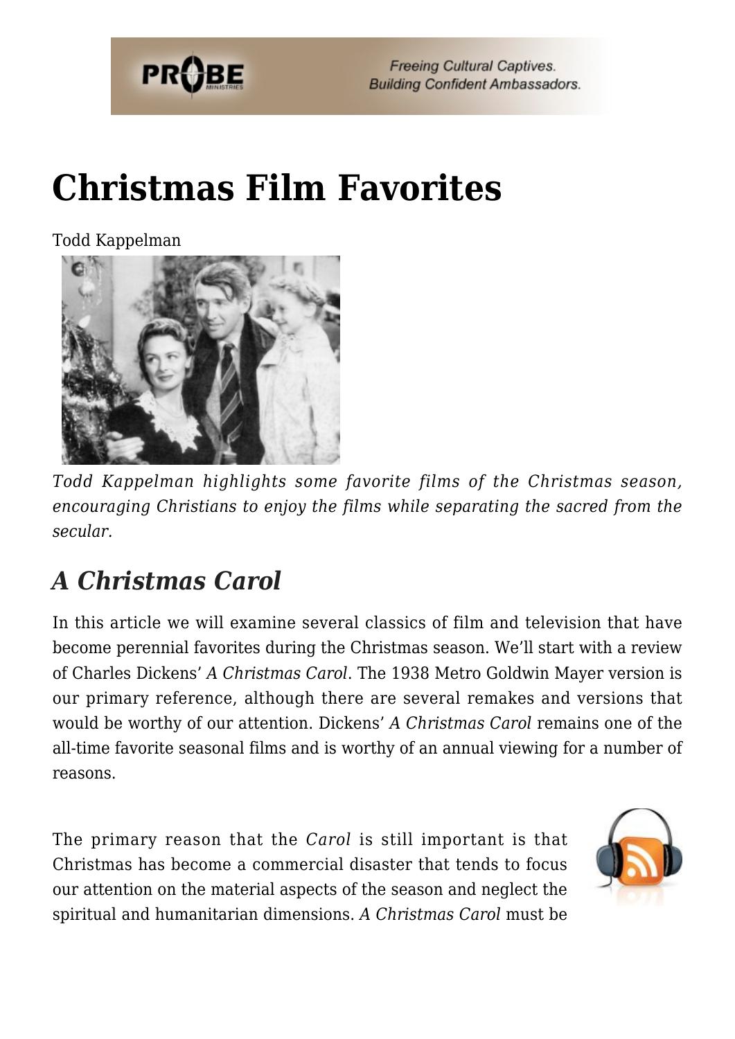# Christmas Film Favorites

Todd Kappelman

*Todd Kappelman highlights some favorite films of the Christmas season, encouraging Christians to enjoy the films while separating the sacred from the secular.*

## *A Christmas Carol*

In this article we will examine several classics of film and television that have become perennial favorites during the Christmas season. We'll start with a review of Charles Dickens' *A Christmas Carol*. The 1938 Metro Goldwin Mayer version is our primary reference, although there are several remakes and versions that would be worthy of our attention. Dickens' *A Christmas Carol* remains one of the all-time favorite seasonal films and is worthy of an annual viewing for a number of reasons.

The primary reason that the *Carol* is still important is that Christmas has become a commercial disaster that tends to focus our attention on the material aspects of the season and neglect the spiritual and humanitarian dimensions. *A Christmas Carol* must be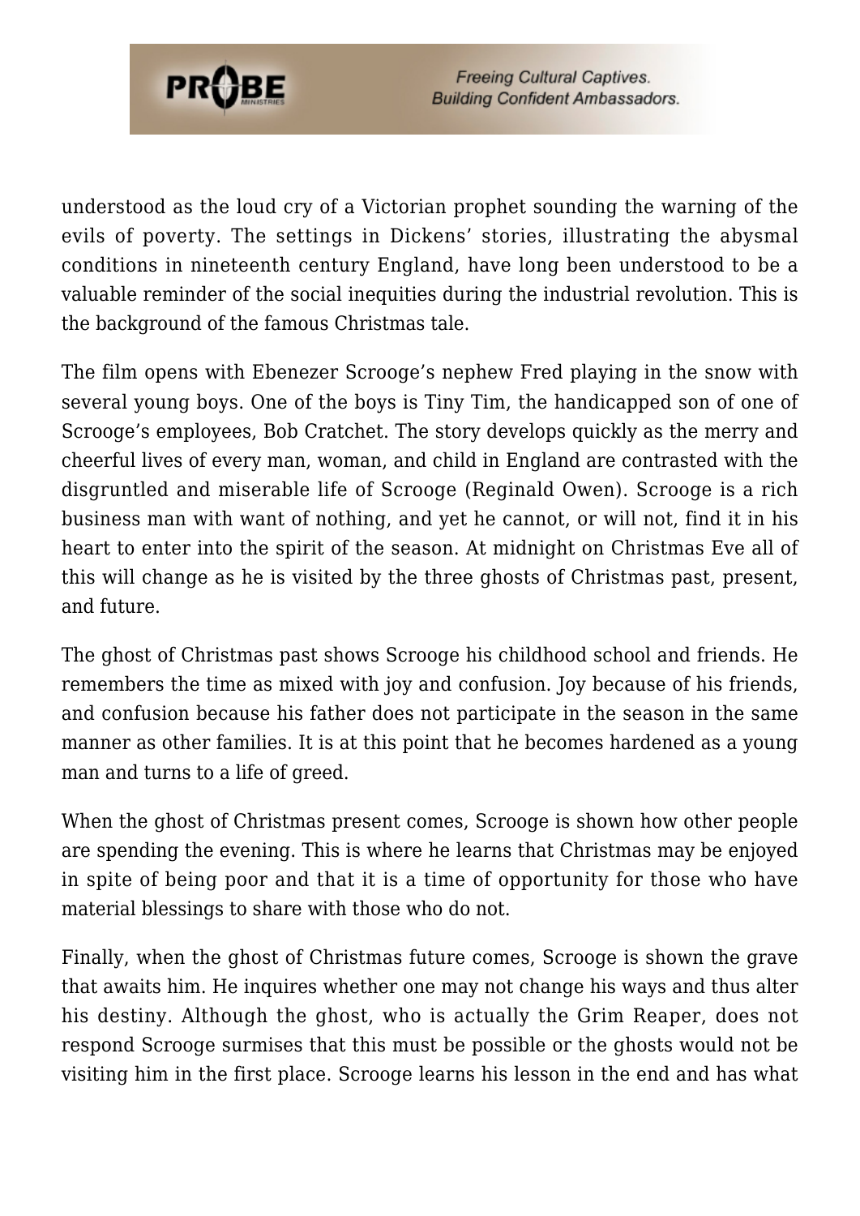understood as the loud cry of a Victorian prophet sounding the warning of the evils of poverty. The settings in Dickens' stories, illustrating the abysmal conditions in nineteenth century England, have long been understood to be a valuable reminder of the social inequities during the industrial revolution. This is the background of the famous Christmas tale.

The film opens with Ebenezer Scrooge's nephew Fred playing in the snow with several young boys. One of the boys is Tiny Tim, the handicapped son of one of Scrooge's employees, Bob Cratchet. The story develops quickly as the merry and cheerful lives of every man, woman, and child in England are contrasted with the disgruntled and miserable life of Scrooge (Reginald Owen). Scrooge is a rich business man with want of nothing, and yet he cannot, or will not, find it in his heart to enter into the spirit of the season. At midnight on Christmas Eve all of this will change as he is visited by the three ghosts of Christmas past, present, and future.

The ghost of Christmas past shows Scrooge his childhood school and friends. He remembers the time as mixed with joy and confusion. Joy because of his friends, and confusion because his father does not participate in the season in the same manner as other families. It is at this point that he becomes hardened as a young man and turns to a life of greed.

When the ghost of Christmas present comes, Scrooge is shown how other people are spending the evening. This is where he learns that Christmas may be enjoyed in spite of being poor and that it is a time of opportunity for those who have material blessings to share with those who do not.

Finally, when the ghost of Christmas future comes, Scrooge is shown the grave that awaits him. He inquires whether one may not change his ways and thus alter his destiny. Although the ghost, who is actually the Grim Reaper, does not respond Scrooge surmises that this must be possible or the ghosts would not be visiting him in the first place. Scrooge learns his lesson in the end and has what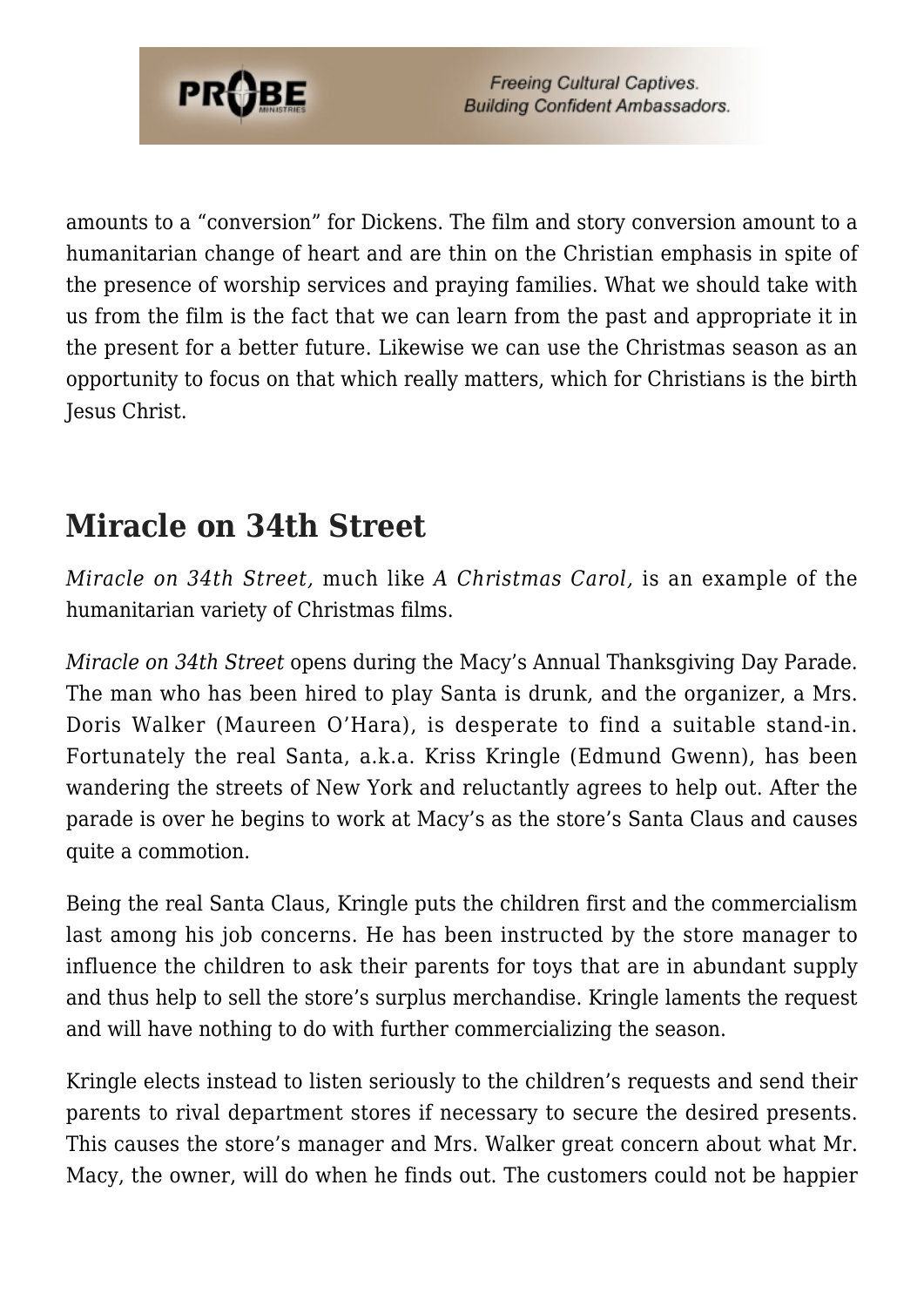amounts to a "conversion" for Dickens. The film and story conversion amount to a humanitarian change of heart and are thin on the Christian emphasis in spite of the presence of worship services and praying families. What we should take with us from the film is the fact that we can learn from the past and appropriate it in the present for a better future. Likewise we can use the Christmas season as an opportunity to focus on that which really matters, which for Christians is the birth Jesus Christ.

## Miracle on 34th Street

*Miracle on 34th Street,* much like *A Christmas Carol,* is an example of the humanitarian variety of Christmas films.

*Miracle on 34th Street* opens during the Macy's Annual Thanksgiving Day Parade. The man who has been hired to play Santa is drunk, and the organizer, a Mrs. Doris Walker (Maureen O'Hara), is desperate to find a suitable stand-in. Fortunately the real Santa, a.k.a. Kriss Kringle (Edmund Gwenn), has been wandering the streets of New York and reluctantly agrees to help out. After the parade is over he begins to work at Macy's as the store's Santa Claus and causes quite a commotion.

Being the real Santa Claus, Kringle puts the children first and the commercialism last among his job concerns. He has been instructed by the store manager to influence the children to ask their parents for toys that are in abundant supply and thus help to sell the store's surplus merchandise. Kringle laments the request and will have nothing to do with further commercializing the season.

Kringle elects instead to listen seriously to the children's requests and send their parents to rival department stores if necessary to secure the desired presents. This causes the store's manager and Mrs. Walker great concern about what Mr. Macy, the owner, will do when he finds out. The customers could not be happier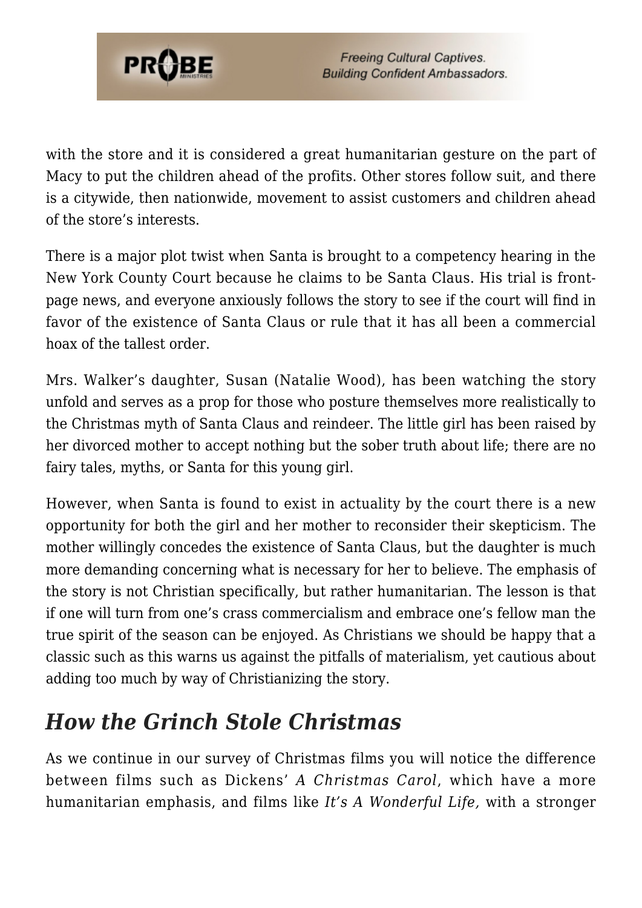with the store and it is considered a great humanitarian gesture on the part of Macy to put the children ahead of the profits. Other stores follow suit, and there is a citywide, then nationwide, movement to assist customers and children ahead of the store's interests.

There is a major plot twist when Santa is brought to a competency hearing in the New York County Court because he claims to be Santa Claus. His trial is front-page news, and everyone anxiously follows the story to see if the court will find in favor of the existence of Santa Claus or rule that it has all been a commercial hoax of the tallest order.

Mrs. Walker's daughter, Susan (Natalie Wood), has been watching the story unfold and serves as a prop for those who posture themselves more realistically to the Christmas myth of Santa Claus and reindeer. The little girl has been raised by her divorced mother to accept nothing but the sober truth about life; there are no fairy tales, myths, or Santa for this young girl.

However, when Santa is found to exist in actuality by the court there is a new opportunity for both the girl and her mother to reconsider their skepticism. The mother willingly concedes the existence of Santa Claus, but the daughter is much more demanding concerning what is necessary for her to believe. The emphasis of the story is not Christian specifically, but rather humanitarian. The lesson is that if one will turn from one's crass commercialism and embrace one's fellow man the true spirit of the season can be enjoyed. As Christians we should be happy that a classic such as this warns us against the pitfalls of materialism, yet cautious about adding too much by way of Christianizing the story.

## *How the Grinch Stole Christmas*

As we continue in our survey of Christmas films you will notice the difference between films such as Dickens' *A Christmas Carol*, which have a more humanitarian emphasis, and films like *It's A Wonderful Life,* with a stronger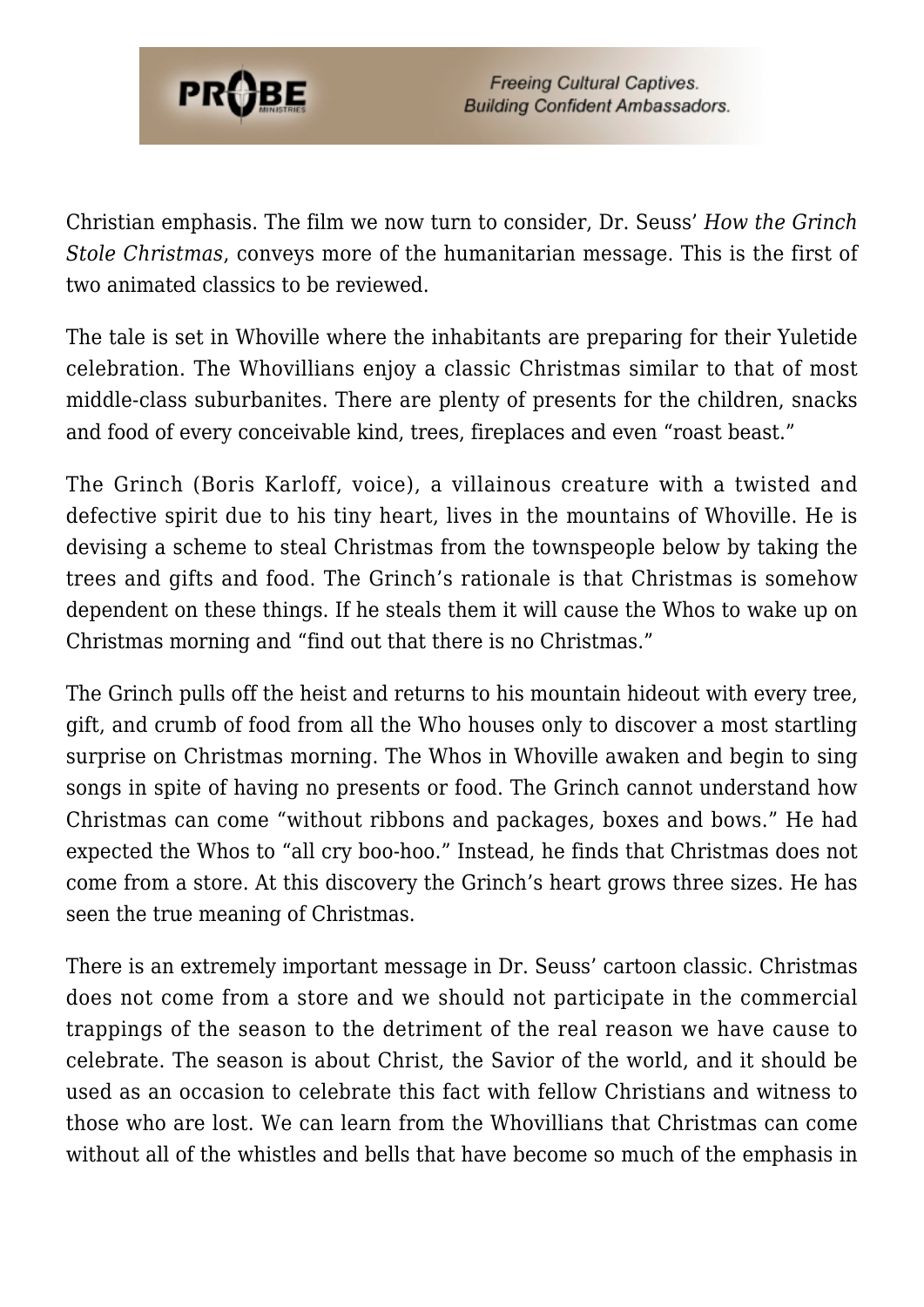Christian emphasis. The film we now turn to consider, Dr. Seuss' *How the Grinch Stole Christmas*, conveys more of the humanitarian message. This is the first of two animated classics to be reviewed.

The tale is set in Whoville where the inhabitants are preparing for their Yuletide celebration. The Whovillians enjoy a classic Christmas similar to that of most middle-class suburbanites. There are plenty of presents for the children, snacks and food of every conceivable kind, trees, fireplaces and even "roast beast."

The Grinch (Boris Karloff, voice), a villainous creature with a twisted and defective spirit due to his tiny heart, lives in the mountains of Whoville. He is devising a scheme to steal Christmas from the townspeople below by taking the trees and gifts and food. The Grinch's rationale is that Christmas is somehow dependent on these things. If he steals them it will cause the Whos to wake up on Christmas morning and "find out that there is no Christmas."

The Grinch pulls off the heist and returns to his mountain hideout with every tree, gift, and crumb of food from all the Who houses only to discover a most startling surprise on Christmas morning. The Whos in Whoville awaken and begin to sing songs in spite of having no presents or food. The Grinch cannot understand how Christmas can come "without ribbons and packages, boxes and bows." He had expected the Whos to "all cry boo-hoo." Instead, he finds that Christmas does not come from a store. At this discovery the Grinch's heart grows three sizes. He has seen the true meaning of Christmas.

There is an extremely important message in Dr. Seuss' cartoon classic. Christmas does not come from a store and we should not participate in the commercial trappings of the season to the detriment of the real reason we have cause to celebrate. The season is about Christ, the Savior of the world, and it should be used as an occasion to celebrate this fact with fellow Christians and witness to those who are lost. We can learn from the Whovillians that Christmas can come without all of the whistles and bells that have become so much of the emphasis in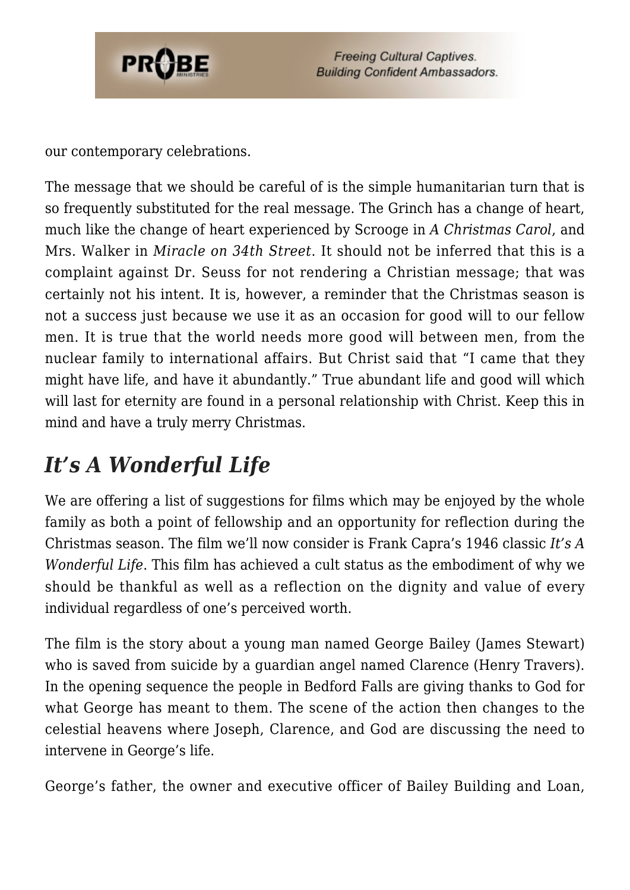our contemporary celebrations.

The message that we should be careful of is the simple humanitarian turn that is so frequently substituted for the real message. The Grinch has a change of heart, much like the change of heart experienced by Scrooge in *A Christmas Carol*, and Mrs. Walker in *Miracle on 34th Street*. It should not be inferred that this is a complaint against Dr. Seuss for not rendering a Christian message; that was certainly not his intent. It is, however, a reminder that the Christmas season is not a success just because we use it as an occasion for good will to our fellow men. It is true that the world needs more good will between men, from the nuclear family to international affairs. But Christ said that "I came that they might have life, and have it abundantly." True abundant life and good will which will last for eternity are found in a personal relationship with Christ. Keep this in mind and have a truly merry Christmas.

## *It's A Wonderful Life*

We are offering a list of suggestions for films which may be enjoyed by the whole family as both a point of fellowship and an opportunity for reflection during the Christmas season. The film we'll now consider is Frank Capra's 1946 classic *It's A Wonderful Life*. This film has achieved a cult status as the embodiment of why we should be thankful as well as a reflection on the dignity and value of every individual regardless of one's perceived worth.

The film is the story about a young man named George Bailey (James Stewart) who is saved from suicide by a guardian angel named Clarence (Henry Travers). In the opening sequence the people in Bedford Falls are giving thanks to God for what George has meant to them. The scene of the action then changes to the celestial heavens where Joseph, Clarence, and God are discussing the need to intervene in George's life.

George's father, the owner and executive officer of Bailey Building and Loan,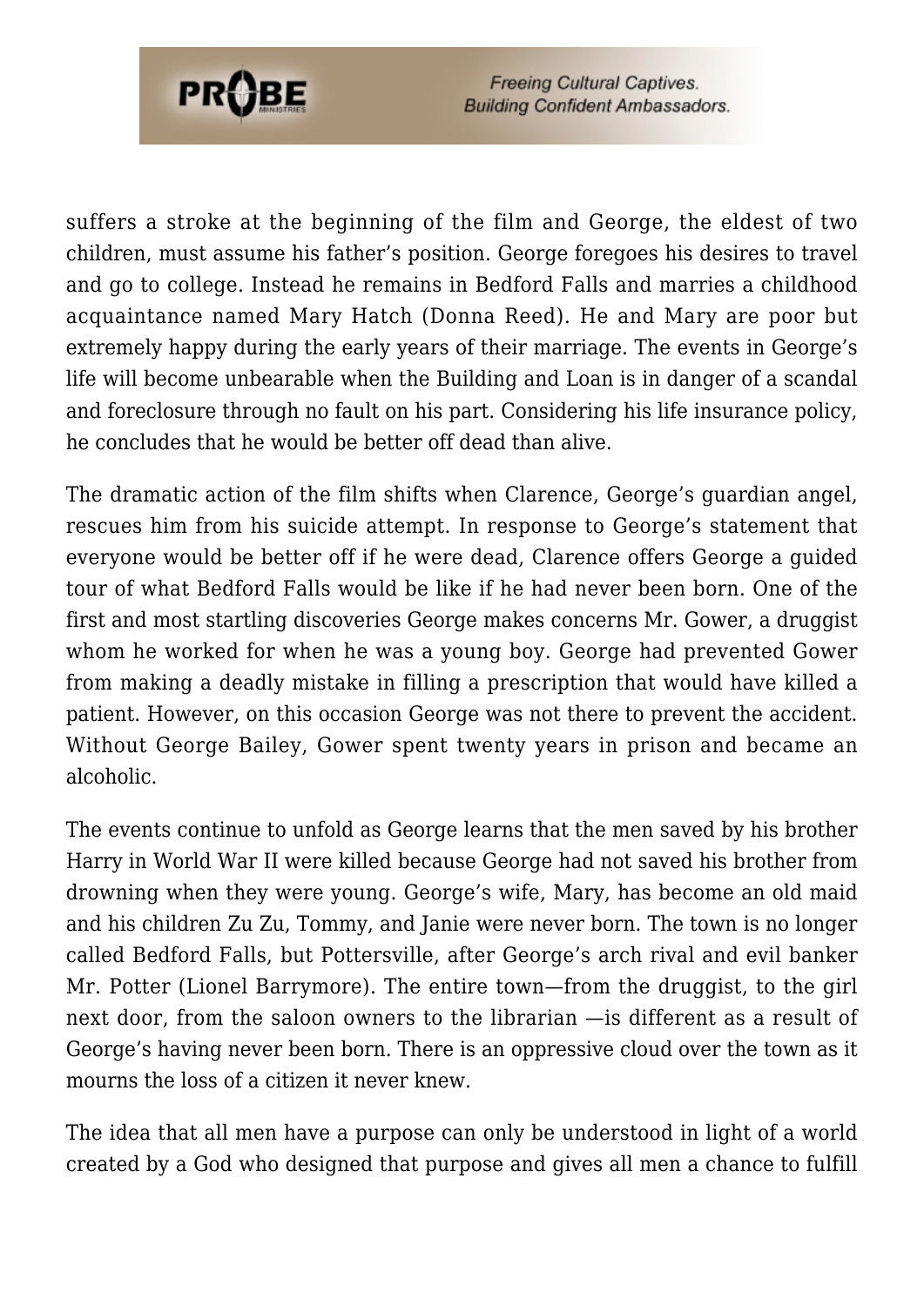suffers a stroke at the beginning of the film and George, the eldest of two children, must assume his father's position. George foregoes his desires to travel and go to college. Instead he remains in Bedford Falls and marries a childhood acquaintance named Mary Hatch (Donna Reed). He and Mary are poor but extremely happy during the early years of their marriage. The events in George's life will become unbearable when the Building and Loan is in danger of a scandal and foreclosure through no fault on his part. Considering his life insurance policy, he concludes that he would be better off dead than alive.

The dramatic action of the film shifts when Clarence, George's guardian angel, rescues him from his suicide attempt. In response to George's statement that everyone would be better off if he were dead, Clarence offers George a guided tour of what Bedford Falls would be like if he had never been born. One of the first and most startling discoveries George makes concerns Mr. Gower, a druggist whom he worked for when he was a young boy. George had prevented Gower from making a deadly mistake in filling a prescription that would have killed a patient. However, on this occasion George was not there to prevent the accident. Without George Bailey, Gower spent twenty years in prison and became an alcoholic.

The events continue to unfold as George learns that the men saved by his brother Harry in World War II were killed because George had not saved his brother from drowning when they were young. George's wife, Mary, has become an old maid and his children Zu Zu, Tommy, and Janie were never born. The town is no longer called Bedford Falls, but Pottersville, after George's arch rival and evil banker Mr. Potter (Lionel Barrymore). The entire town—from the druggist, to the girl next door, from the saloon owners to the librarian —is different as a result of George's having never been born. There is an oppressive cloud over the town as it mourns the loss of a citizen it never knew.

The idea that all men have a purpose can only be understood in light of a world created by a God who designed that purpose and gives all men a chance to fulfill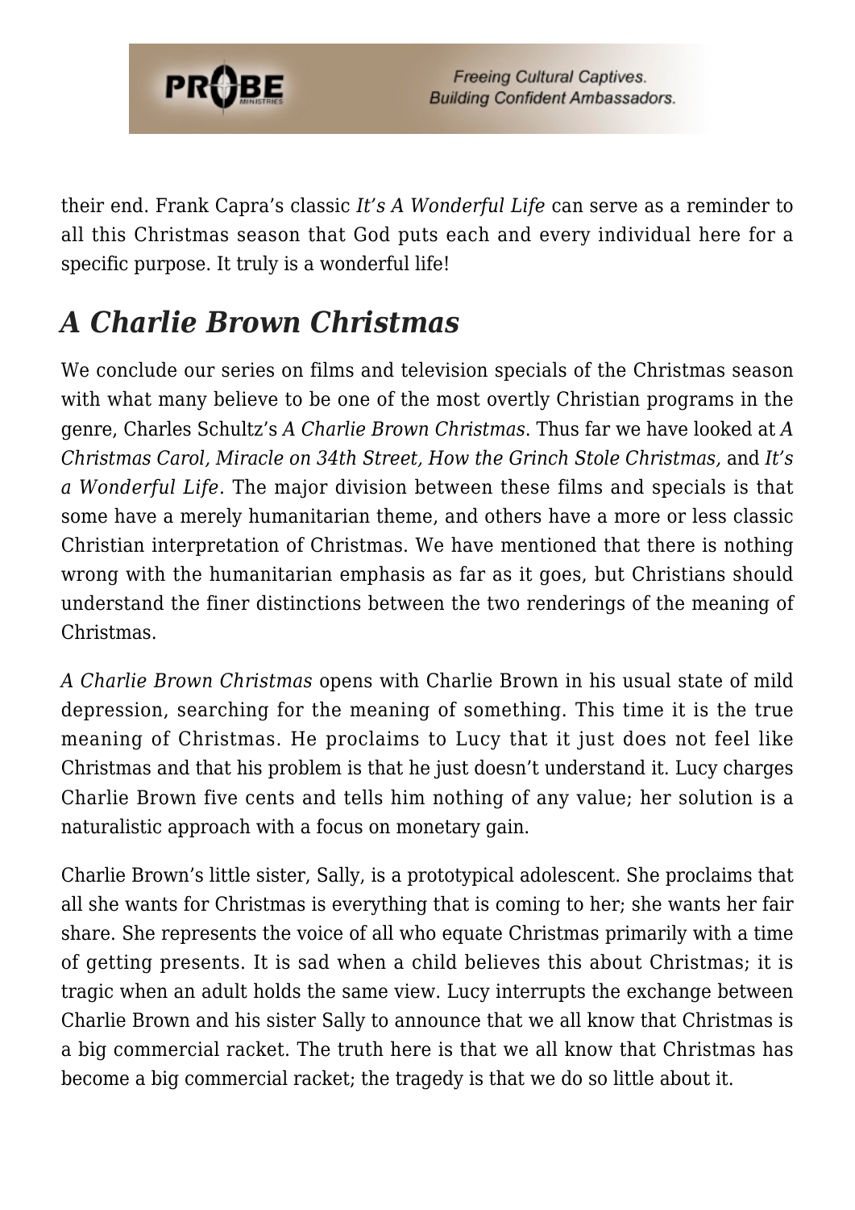their end. Frank Capra's classic *It's A Wonderful Life* can serve as a reminder to all this Christmas season that God puts each and every individual here for a specific purpose. It truly is a wonderful life!

## *A Charlie Brown Christmas*

We conclude our series on films and television specials of the Christmas season with what many believe to be one of the most overtly Christian programs in the genre, Charles Schultz's *A Charlie Brown Christmas*. Thus far we have looked at *A Christmas Carol, Miracle on 34th Street, How the Grinch Stole Christmas,* and *It's a Wonderful Life*. The major division between these films and specials is that some have a merely humanitarian theme, and others have a more or less classic Christian interpretation of Christmas. We have mentioned that there is nothing wrong with the humanitarian emphasis as far as it goes, but Christians should understand the finer distinctions between the two renderings of the meaning of Christmas.

*A Charlie Brown Christmas* opens with Charlie Brown in his usual state of mild depression, searching for the meaning of something. This time it is the true meaning of Christmas. He proclaims to Lucy that it just does not feel like Christmas and that his problem is that he just doesn't understand it. Lucy charges Charlie Brown five cents and tells him nothing of any value; her solution is a naturalistic approach with a focus on monetary gain.

Charlie Brown's little sister, Sally, is a prototypical adolescent. She proclaims that all she wants for Christmas is everything that is coming to her; she wants her fair share. She represents the voice of all who equate Christmas primarily with a time of getting presents. It is sad when a child believes this about Christmas; it is tragic when an adult holds the same view. Lucy interrupts the exchange between Charlie Brown and his sister Sally to announce that we all know that Christmas is a big commercial racket. The truth here is that we all know that Christmas has become a big commercial racket; the tragedy is that we do so little about it.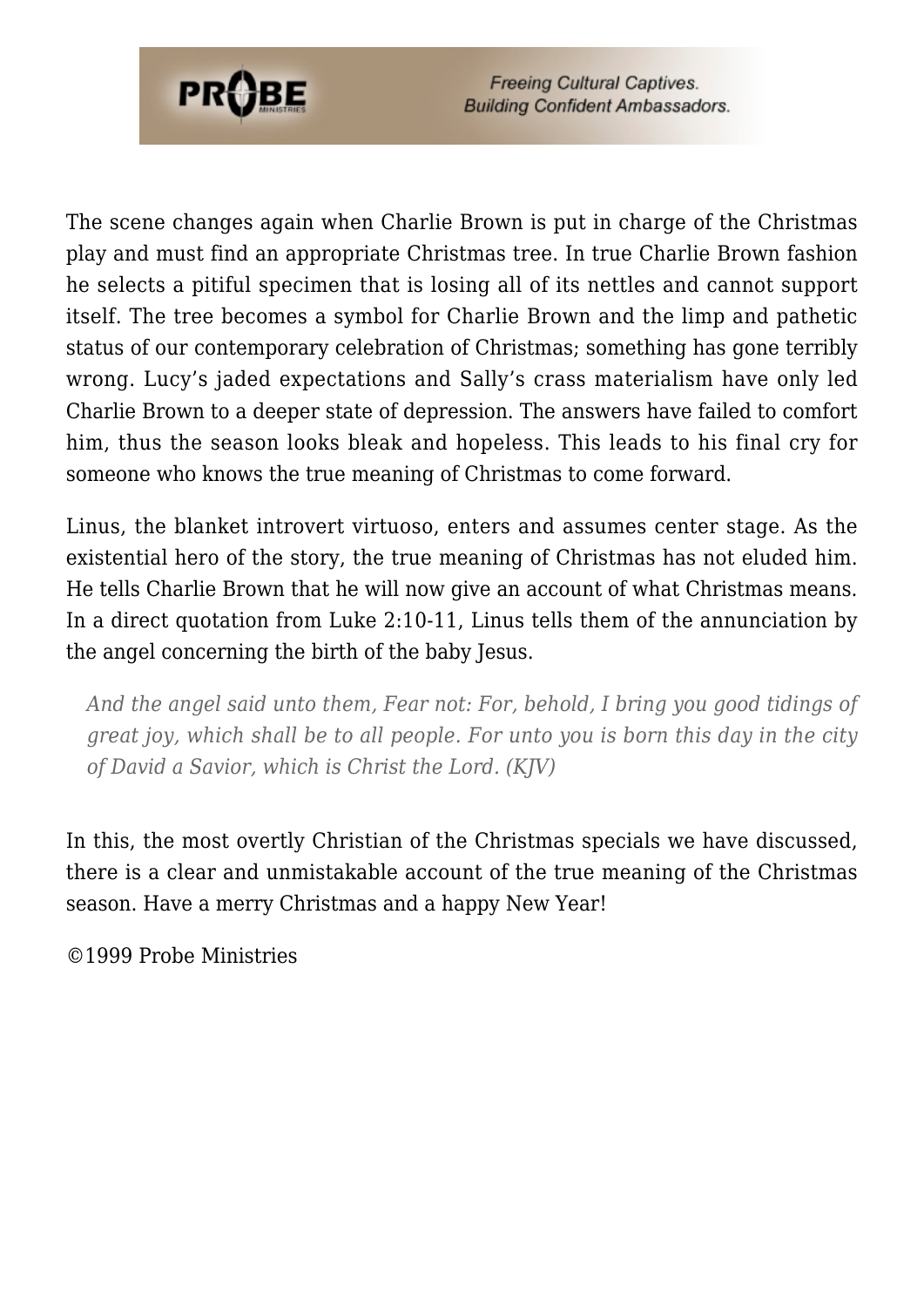The scene changes again when Charlie Brown is put in charge of the Christmas play and must find an appropriate Christmas tree. In true Charlie Brown fashion he selects a pitiful specimen that is losing all of its nettles and cannot support itself. The tree becomes a symbol for Charlie Brown and the limp and pathetic status of our contemporary celebration of Christmas; something has gone terribly wrong. Lucy's jaded expectations and Sally's crass materialism have only led Charlie Brown to a deeper state of depression. The answers have failed to comfort him, thus the season looks bleak and hopeless. This leads to his final cry for someone who knows the true meaning of Christmas to come forward.

Linus, the blanket introvert virtuoso, enters and assumes center stage. As the existential hero of the story, the true meaning of Christmas has not eluded him. He tells Charlie Brown that he will now give an account of what Christmas means. In a direct quotation from Luke 2:10-11, Linus tells them of the annunciation by the angel concerning the birth of the baby Jesus.

> *And the angel said unto them, Fear not: For, behold, I bring you good tidings of great joy, which shall be to all people. For unto you is born this day in the city of David a Savior, which is Christ the Lord. (KJV)*

In this, the most overtly Christian of the Christmas specials we have discussed, there is a clear and unmistakable account of the true meaning of the Christmas season. Have a merry Christmas and a happy New Year!

©1999 Probe Ministries